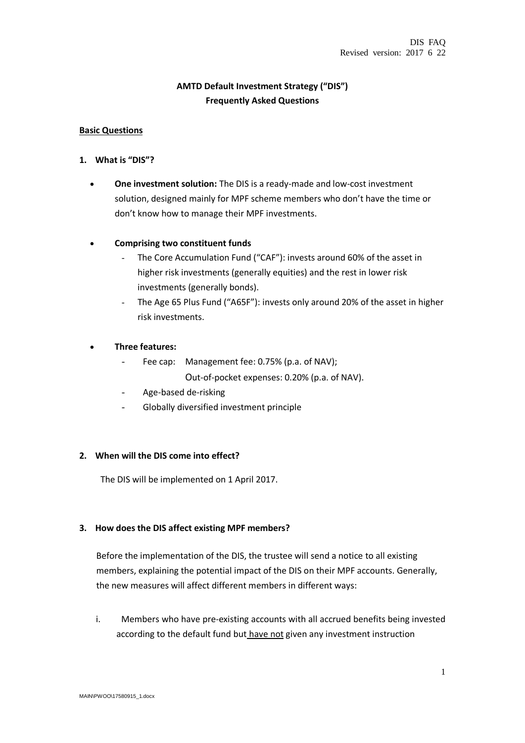DIS FAQ
Revised version: 2017 6 22

# AMTD Default Investment Strategy ("DIS")
# Frequently Asked Questions

## Basic Questions

**1. What is "DIS"?**

- **One investment solution:** The DIS is a ready-made and low-cost investment solution, designed mainly for MPF scheme members who don't have the time or don't know how to manage their MPF investments.

- **Comprising two constituent funds**
  - The Core Accumulation Fund ("CAF"): invests around 60% of the asset in higher risk investments (generally equities) and the rest in lower risk investments (generally bonds).
  - The Age 65 Plus Fund ("A65F"): invests only around 20% of the asset in higher risk investments.

- **Three features:**
  - Fee cap: Management fee: 0.75% (p.a. of NAV);
    Out-of-pocket expenses: 0.20% (p.a. of NAV).
  - Age-based de-risking
  - Globally diversified investment principle

**2. When will the DIS come into effect?**

The DIS will be implemented on 1 April 2017.

**3. How does the DIS affect existing MPF members?**

Before the implementation of the DIS, the trustee will send a notice to all existing members, explaining the potential impact of the DIS on their MPF accounts. Generally, the new measures will affect different members in different ways:

i. Members who have pre-existing accounts with all accrued benefits being invested according to the default fund but have not given any investment instruction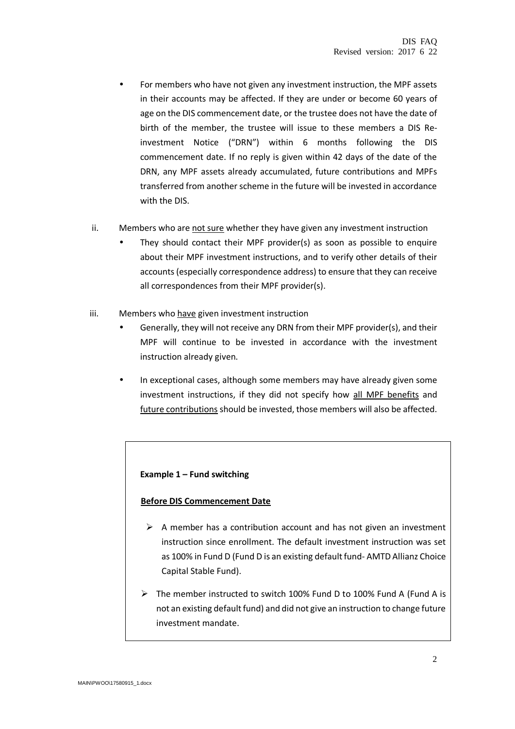- For members who have not given any investment instruction, the MPF assets in their accounts may be affected. If they are under or become 60 years of age on the DIS commencement date, or the trustee does not have the date of birth of the member, the trustee will issue to these members a DIS Re-investment Notice ("DRN") within 6 months following the DIS commencement date. If no reply is given within 42 days of the date of the DRN, any MPF assets already accumulated, future contributions and MPFs transferred from another scheme in the future will be invested in accordance with the DIS.

ii. Members who are <u>not sure</u> whether they have given any investment instruction

- They should contact their MPF provider(s) as soon as possible to enquire about their MPF investment instructions, and to verify other details of their accounts (especially correspondence address) to ensure that they can receive all correspondences from their MPF provider(s).

iii. Members who <u>have</u> given investment instruction

- Generally, they will not receive any DRN from their MPF provider(s), and their MPF will continue to be invested in accordance with the investment instruction already given.
- In exceptional cases, although some members may have already given some investment instructions, if they did not specify how <u>all MPF benefits</u> and <u>future contributions</u> should be invested, those members will also be affected.

**Example 1 – Fund switching**

**<u>Before DIS Commencement Date</u>**

- A member has a contribution account and has not given an investment instruction since enrollment. The default investment instruction was set as 100% in Fund D (Fund D is an existing default fund- AMTD Allianz Choice Capital Stable Fund).
- The member instructed to switch 100% Fund D to 100% Fund A (Fund A is not an existing default fund) and did not give an instruction to change future investment mandate.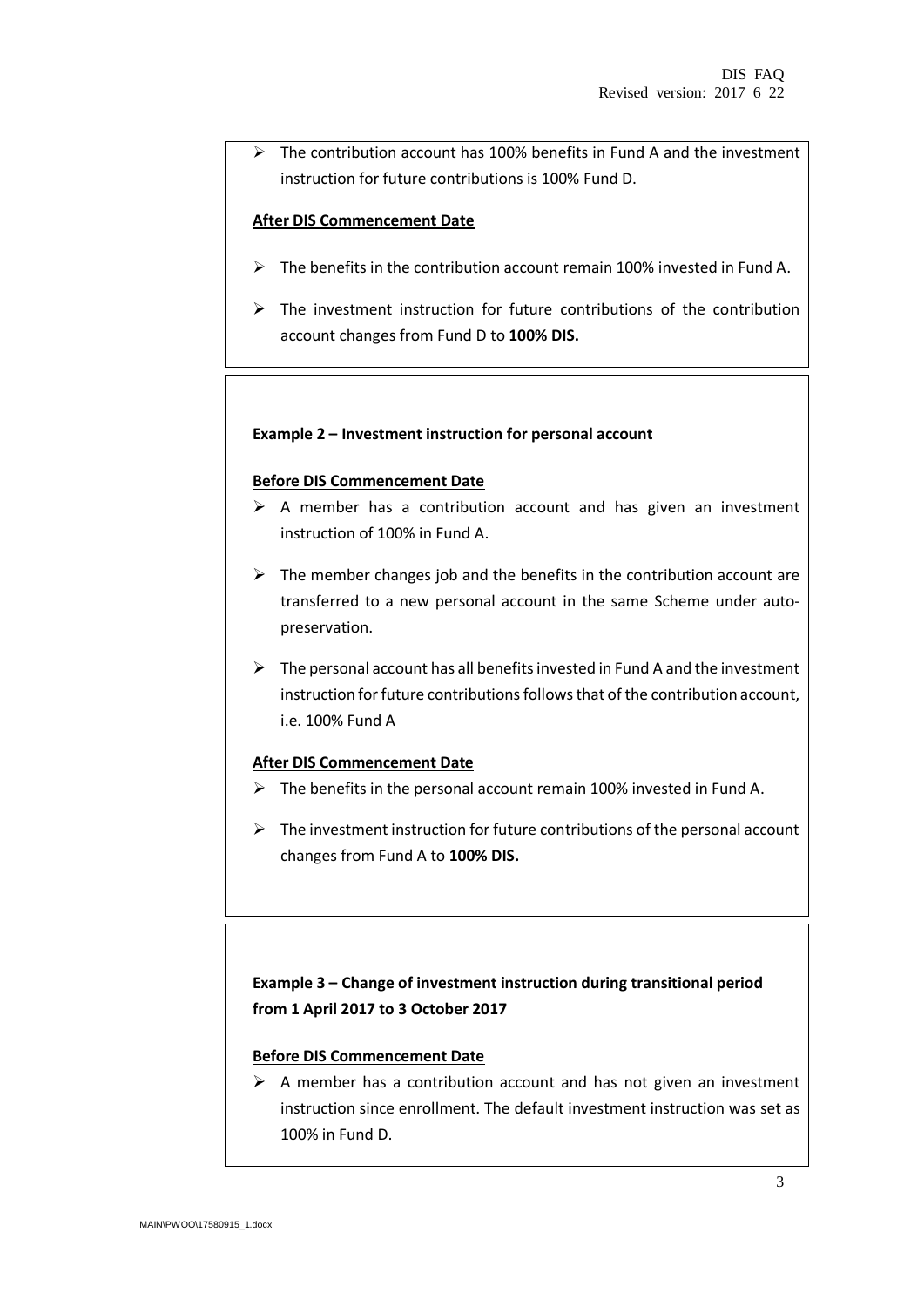- The contribution account has 100% benefits in Fund A and the investment instruction for future contributions is 100% Fund D.

**After DIS Commencement Date**

- The benefits in the contribution account remain 100% invested in Fund A.
- The investment instruction for future contributions of the contribution account changes from Fund D to **100% DIS.**

**Example 2 – Investment instruction for personal account**

**Before DIS Commencement Date**

- A member has a contribution account and has given an investment instruction of 100% in Fund A.
- The member changes job and the benefits in the contribution account are transferred to a new personal account in the same Scheme under auto-preservation.
- The personal account has all benefits invested in Fund A and the investment instruction for future contributions follows that of the contribution account, i.e. 100% Fund A

**After DIS Commencement Date**

- The benefits in the personal account remain 100% invested in Fund A.
- The investment instruction for future contributions of the personal account changes from Fund A to **100% DIS.**

**Example 3 – Change of investment instruction during transitional period from 1 April 2017 to 3 October 2017**

**Before DIS Commencement Date**

- A member has a contribution account and has not given an investment instruction since enrollment. The default investment instruction was set as 100% in Fund D.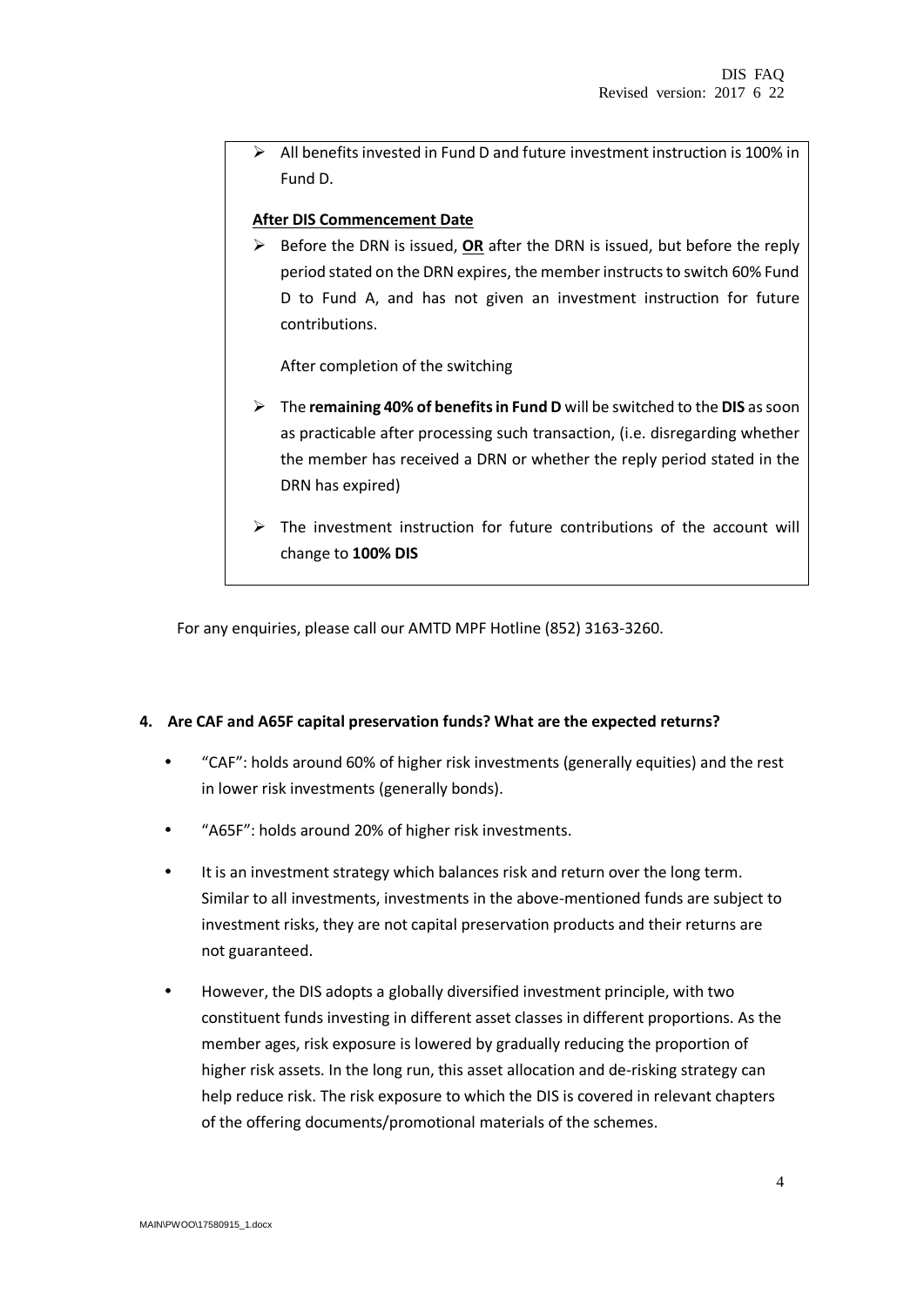- All benefits invested in Fund D and future investment instruction is 100% in Fund D.

**After DIS Commencement Date**

- Before the DRN is issued, **OR** after the DRN is issued, but before the reply period stated on the DRN expires, the member instructs to switch 60% Fund D to Fund A, and has not given an investment instruction for future contributions.

  After completion of the switching

- The **remaining 40% of benefits in Fund D** will be switched to the **DIS** as soon as practicable after processing such transaction, (i.e. disregarding whether the member has received a DRN or whether the reply period stated in the DRN has expired)
- The investment instruction for future contributions of the account will change to **100% DIS**

For any enquiries, please call our AMTD MPF Hotline (852) 3163-3260.

**4. Are CAF and A65F capital preservation funds? What are the expected returns?**

- "CAF": holds around 60% of higher risk investments (generally equities) and the rest in lower risk investments (generally bonds).
- "A65F": holds around 20% of higher risk investments.
- It is an investment strategy which balances risk and return over the long term. Similar to all investments, investments in the above-mentioned funds are subject to investment risks, they are not capital preservation products and their returns are not guaranteed.
- However, the DIS adopts a globally diversified investment principle, with two constituent funds investing in different asset classes in different proportions. As the member ages, risk exposure is lowered by gradually reducing the proportion of higher risk assets. In the long run, this asset allocation and de-risking strategy can help reduce risk. The risk exposure to which the DIS is covered in relevant chapters of the offering documents/promotional materials of the schemes.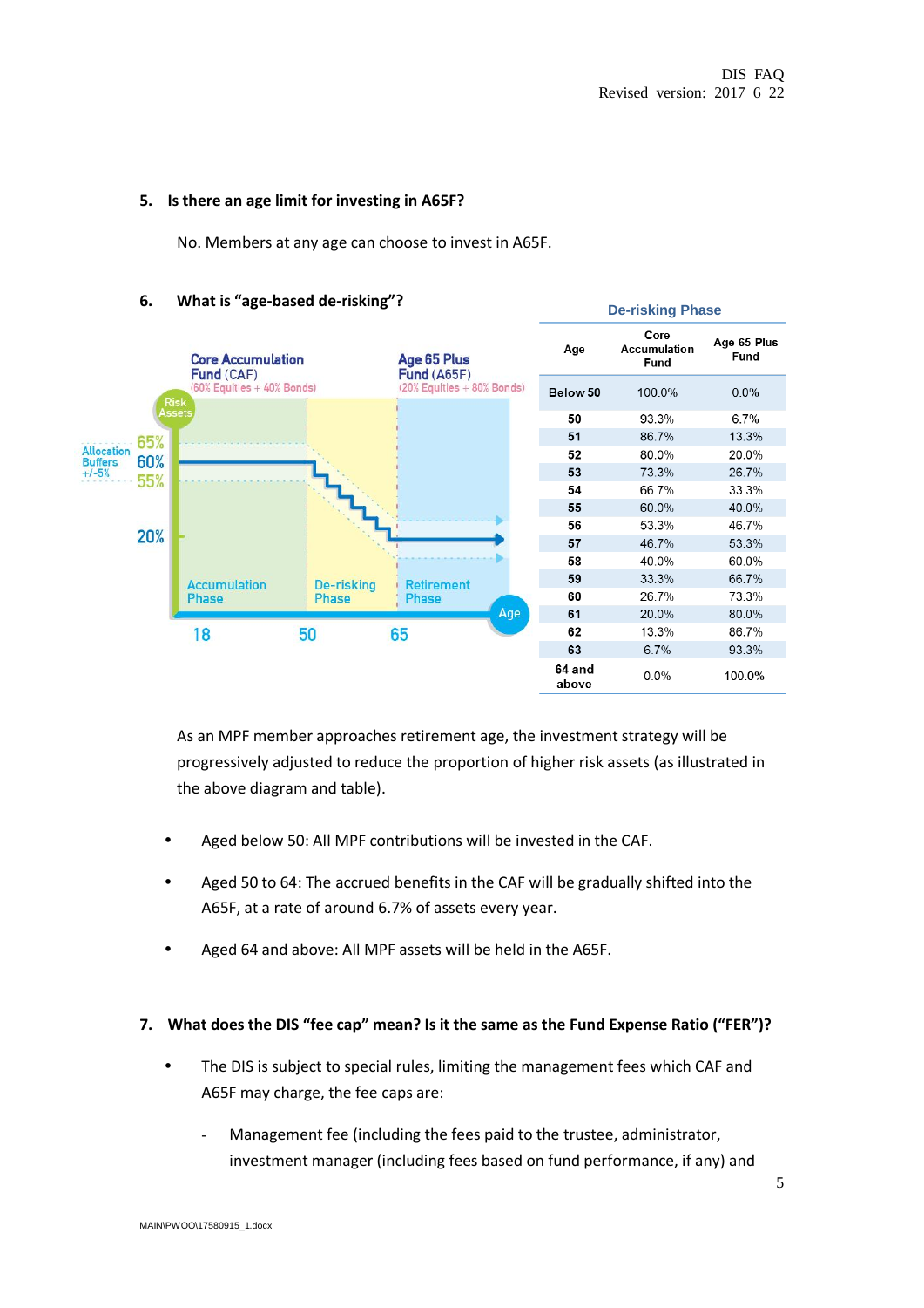5. **Is there an age limit for investing in A65F?**

   No. Members at any age can choose to invest in A65F.

6. **What is "age-based de-risking"?**

Core Accumulation Fund (CAF) (60% Equities + 40% Bonds)

Age 65 Plus Fund (A65F) (20% Equities + 80% Bonds)

Risk Assets

Allocation Buffers +/-5%

65%
60%
55%
20%

Accumulation Phase | De-risking Phase | Retirement Phase

Age: 18, 50, 65

**De-risking Phase**

| Age | Core Accumulation Fund | Age 65 Plus Fund |
|---|---|---|
| Below 50 | 100.0% | 0.0% |
| 50 | 93.3% | 6.7% |
| 51 | 86.7% | 13.3% |
| 52 | 80.0% | 20.0% |
| 53 | 73.3% | 26.7% |
| 54 | 66.7% | 33.3% |
| 55 | 60.0% | 40.0% |
| 56 | 53.3% | 46.7% |
| 57 | 46.7% | 53.3% |
| 58 | 40.0% | 60.0% |
| 59 | 33.3% | 66.7% |
| 60 | 26.7% | 73.3% |
| 61 | 20.0% | 80.0% |
| 62 | 13.3% | 86.7% |
| 63 | 6.7% | 93.3% |
| 64 and above | 0.0% | 100.0% |

As an MPF member approaches retirement age, the investment strategy will be progressively adjusted to reduce the proportion of higher risk assets (as illustrated in the above diagram and table).

- Aged below 50: All MPF contributions will be invested in the CAF.
- Aged 50 to 64: The accrued benefits in the CAF will be gradually shifted into the A65F, at a rate of around 6.7% of assets every year.
- Aged 64 and above: All MPF assets will be held in the A65F.

7. **What does the DIS "fee cap" mean? Is it the same as the Fund Expense Ratio ("FER")?**

- The DIS is subject to special rules, limiting the management fees which CAF and A65F may charge, the fee caps are:
  - Management fee (including the fees paid to the trustee, administrator, investment manager (including fees based on fund performance, if any) and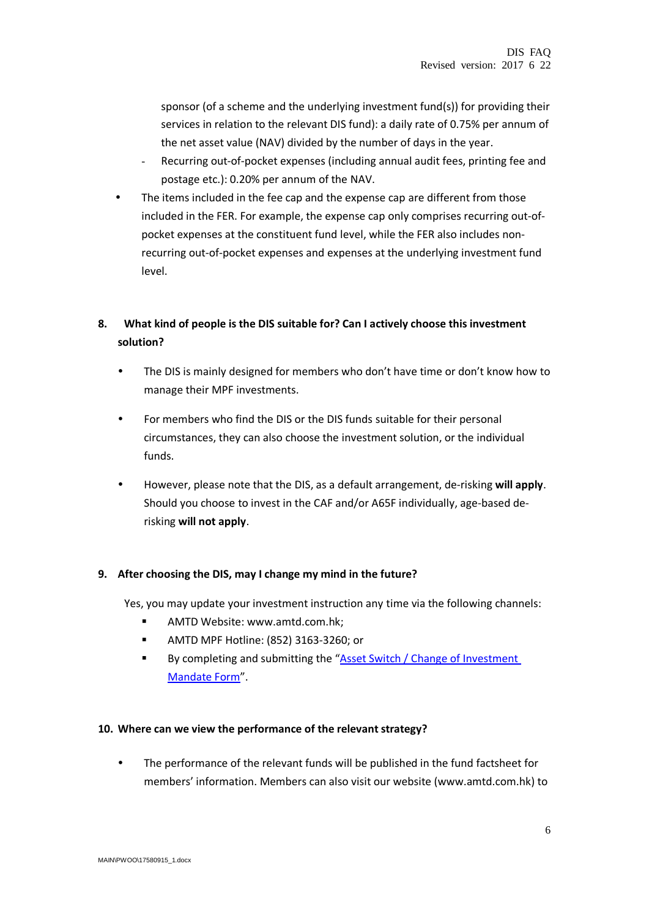sponsor (of a scheme and the underlying investment fund(s)) for providing their services in relation to the relevant DIS fund): a daily rate of 0.75% per annum of the net asset value (NAV) divided by the number of days in the year.

  - Recurring out-of-pocket expenses (including annual audit fees, printing fee and postage etc.): 0.20% per annum of the NAV.

- The items included in the fee cap and the expense cap are different from those included in the FER. For example, the expense cap only comprises recurring out-of-pocket expenses at the constituent fund level, while the FER also includes non-recurring out-of-pocket expenses and expenses at the underlying investment fund level.

**8. What kind of people is the DIS suitable for? Can I actively choose this investment solution?**

- The DIS is mainly designed for members who don't have time or don't know how to manage their MPF investments.

- For members who find the DIS or the DIS funds suitable for their personal circumstances, they can also choose the investment solution, or the individual funds.

- However, please note that the DIS, as a default arrangement, de-risking **will apply**. Should you choose to invest in the CAF and/or A65F individually, age-based de-risking **will not apply**.

**9. After choosing the DIS, may I change my mind in the future?**

Yes, you may update your investment instruction any time via the following channels:

- AMTD Website: www.amtd.com.hk;
- AMTD MPF Hotline: (852) 3163-3260; or
- By completing and submitting the "Asset Switch / Change of Investment Mandate Form".

**10. Where can we view the performance of the relevant strategy?**

- The performance of the relevant funds will be published in the fund factsheet for members' information. Members can also visit our website (www.amtd.com.hk) to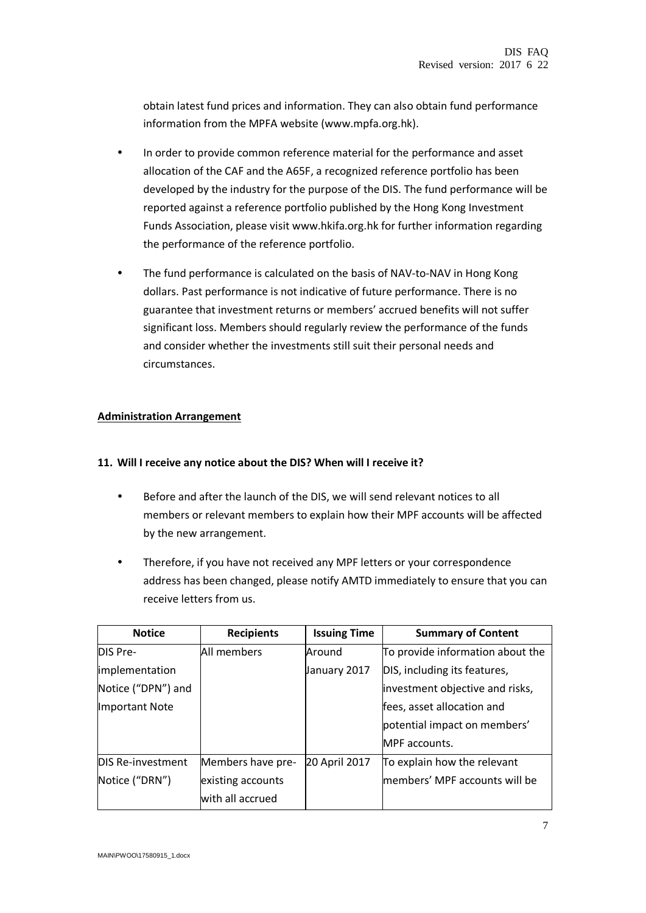obtain latest fund prices and information. They can also obtain fund performance information from the MPFA website (www.mpfa.org.hk).

- In order to provide common reference material for the performance and asset allocation of the CAF and the A65F, a recognized reference portfolio has been developed by the industry for the purpose of the DIS. The fund performance will be reported against a reference portfolio published by the Hong Kong Investment Funds Association, please visit www.hkifa.org.hk for further information regarding the performance of the reference portfolio.

- The fund performance is calculated on the basis of NAV-to-NAV in Hong Kong dollars. Past performance is not indicative of future performance. There is no guarantee that investment returns or members' accrued benefits will not suffer significant loss. Members should regularly review the performance of the funds and consider whether the investments still suit their personal needs and circumstances.

**Administration Arrangement**

**11. Will I receive any notice about the DIS? When will I receive it?**

- Before and after the launch of the DIS, we will send relevant notices to all members or relevant members to explain how their MPF accounts will be affected by the new arrangement.

- Therefore, if you have not received any MPF letters or your correspondence address has been changed, please notify AMTD immediately to ensure that you can receive letters from us.

| Notice | Recipients | Issuing Time | Summary of Content |
|---|---|---|---|
| DIS Pre-implementation Notice ("DPN") and Important Note | All members | Around January 2017 | To provide information about the DIS, including its features, investment objective and risks, fees, asset allocation and potential impact on members' MPF accounts. |
| DIS Re-investment Notice ("DRN") | Members have pre-existing accounts with all accrued | 20 April 2017 | To explain how the relevant members' MPF accounts will be |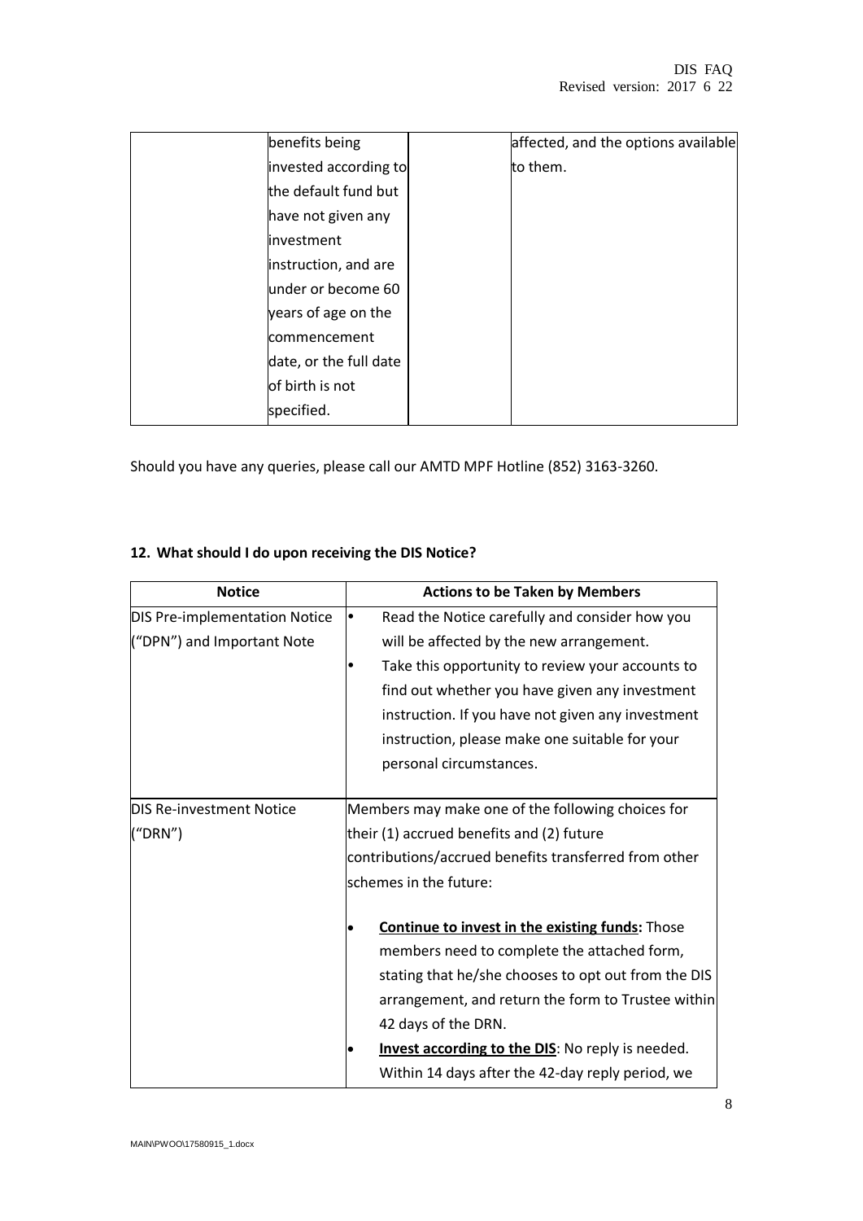| | benefits being invested according to the default fund but have not given any investment instruction, and are under or become 60 years of age on the commencement date, or the full date of birth is not specified. | | affected, and the options available to them. |
|---|---|---|---|

Should you have any queries, please call our AMTD MPF Hotline (852) 3163-3260.

**12. What should I do upon receiving the DIS Notice?**

| Notice | Actions to be Taken by Members |
|---|---|
| DIS Pre-implementation Notice ("DPN") and Important Note | • Read the Notice carefully and consider how you will be affected by the new arrangement.<br>• Take this opportunity to review your accounts to find out whether you have given any investment instruction. If you have not given any investment instruction, please make one suitable for your personal circumstances. |
| DIS Re-investment Notice ("DRN") | Members may make one of the following choices for their (1) accrued benefits and (2) future contributions/accrued benefits transferred from other schemes in the future:<br><br>• **<u>Continue to invest in the existing funds:</u>** Those members need to complete the attached form, stating that he/she chooses to opt out from the DIS arrangement, and return the form to Trustee within 42 days of the DRN.<br>• **<u>Invest according to the DIS</u>**: No reply is needed. Within 14 days after the 42-day reply period, we |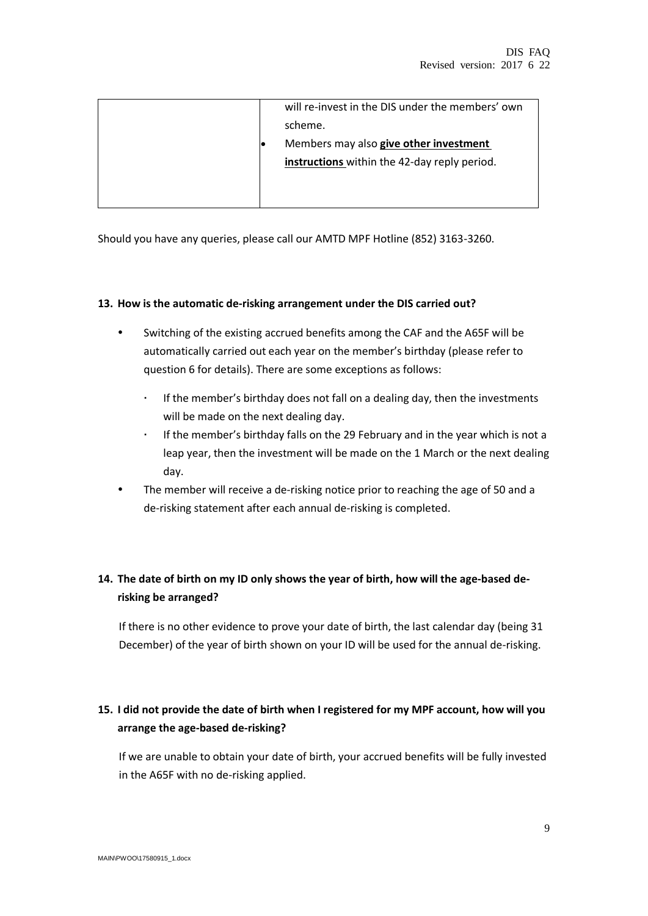| | will re-invest in the DIS under the members' own scheme.<br>• Members may also **give other investment instructions** within the 42-day reply period. |
|---|---|

Should you have any queries, please call our AMTD MPF Hotline (852) 3163-3260.

**13. How is the automatic de-risking arrangement under the DIS carried out?**

- Switching of the existing accrued benefits among the CAF and the A65F will be automatically carried out each year on the member's birthday (please refer to question 6 for details). There are some exceptions as follows:
  - If the member's birthday does not fall on a dealing day, then the investments will be made on the next dealing day.
  - If the member's birthday falls on the 29 February and in the year which is not a leap year, then the investment will be made on the 1 March or the next dealing day.
- The member will receive a de-risking notice prior to reaching the age of 50 and a de-risking statement after each annual de-risking is completed.

**14. The date of birth on my ID only shows the year of birth, how will the age-based de-risking be arranged?**

If there is no other evidence to prove your date of birth, the last calendar day (being 31 December) of the year of birth shown on your ID will be used for the annual de-risking.

**15. I did not provide the date of birth when I registered for my MPF account, how will you arrange the age-based de-risking?**

If we are unable to obtain your date of birth, your accrued benefits will be fully invested in the A65F with no de-risking applied.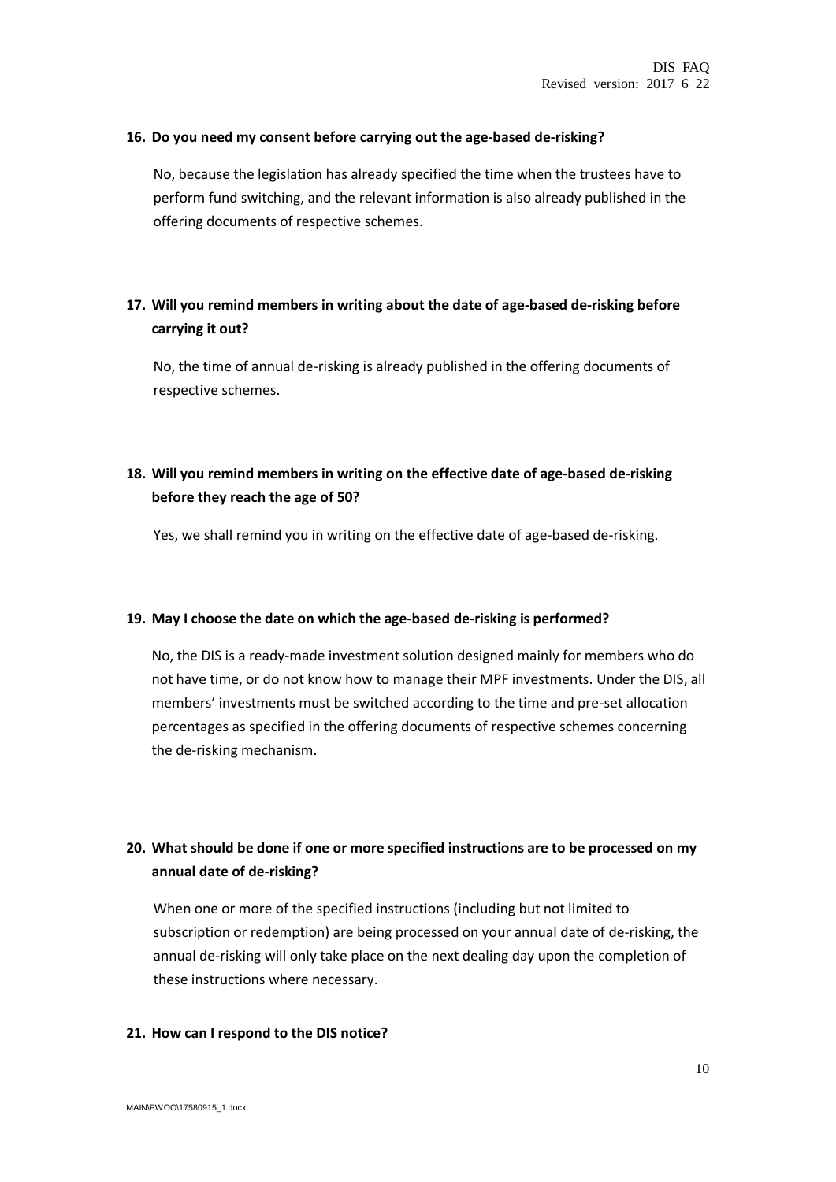**16. Do you need my consent before carrying out the age-based de-risking?**

No, because the legislation has already specified the time when the trustees have to perform fund switching, and the relevant information is also already published in the offering documents of respective schemes.

**17. Will you remind members in writing about the date of age-based de-risking before carrying it out?**

No, the time of annual de-risking is already published in the offering documents of respective schemes.

**18. Will you remind members in writing on the effective date of age-based de-risking before they reach the age of 50?**

Yes, we shall remind you in writing on the effective date of age-based de-risking.

**19. May I choose the date on which the age-based de-risking is performed?**

No, the DIS is a ready-made investment solution designed mainly for members who do not have time, or do not know how to manage their MPF investments. Under the DIS, all members' investments must be switched according to the time and pre-set allocation percentages as specified in the offering documents of respective schemes concerning the de-risking mechanism.

**20. What should be done if one or more specified instructions are to be processed on my annual date of de-risking?**

When one or more of the specified instructions (including but not limited to subscription or redemption) are being processed on your annual date of de-risking, the annual de-risking will only take place on the next dealing day upon the completion of these instructions where necessary.

**21. How can I respond to the DIS notice?**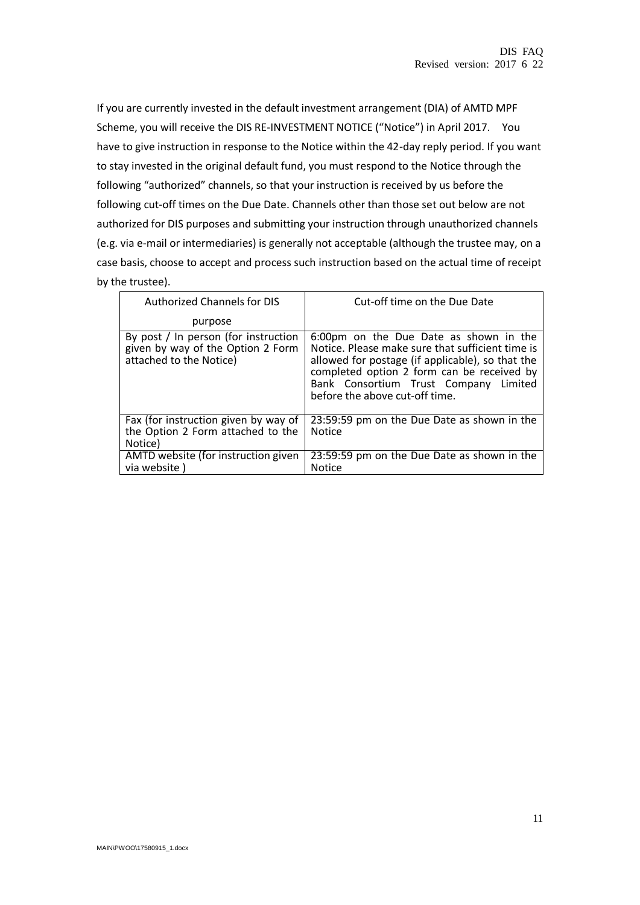If you are currently invested in the default investment arrangement (DIA) of AMTD MPF Scheme, you will receive the DIS RE-INVESTMENT NOTICE ("Notice") in April 2017. You have to give instruction in response to the Notice within the 42-day reply period. If you want to stay invested in the original default fund, you must respond to the Notice through the following "authorized" channels, so that your instruction is received by us before the following cut-off times on the Due Date. Channels other than those set out below are not authorized for DIS purposes and submitting your instruction through unauthorized channels (e.g. via e-mail or intermediaries) is generally not acceptable (although the trustee may, on a case basis, choose to accept and process such instruction based on the actual time of receipt by the trustee).

| Authorized Channels for DIS purpose | Cut-off time on the Due Date |
|---|---|
| By post / In person (for instruction given by way of the Option 2 Form attached to the Notice) | 6:00pm on the Due Date as shown in the Notice. Please make sure that sufficient time is allowed for postage (if applicable), so that the completed option 2 form can be received by Bank Consortium Trust Company Limited before the above cut-off time. |
| Fax (for instruction given by way of the Option 2 Form attached to the Notice) | 23:59:59 pm on the Due Date as shown in the Notice |
| AMTD website (for instruction given via website ) | 23:59:59 pm on the Due Date as shown in the Notice |